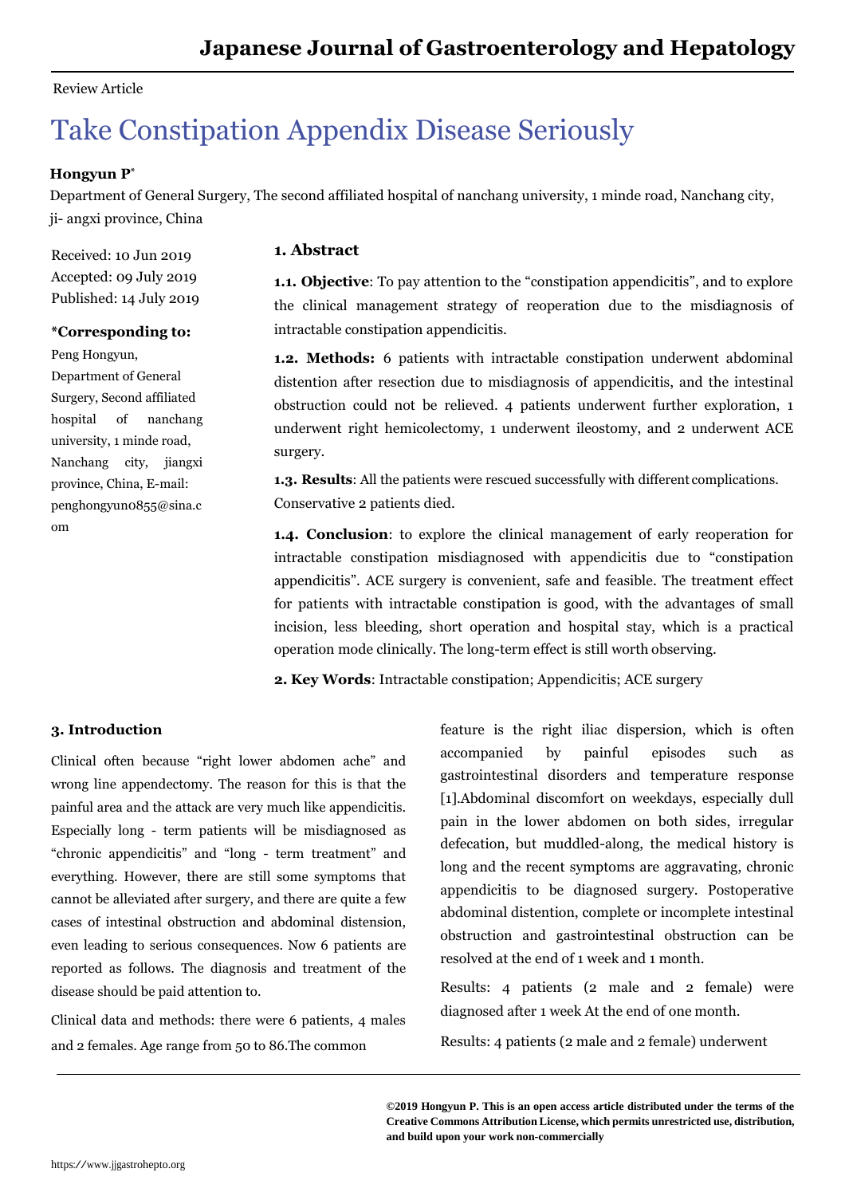Review Article

# Take Constipation Appendix Disease Seriously

**Hongyun P***

Department of General Surgery, The second affiliated hospital of nanchang university, 1 minde road, Nanchang city, ji- angxi province, China

Received: 10 Jun 2019
Accepted: 09 July 2019
Published: 14 July 2019

**\*Corresponding to:**
Peng Hongyun, Department of General Surgery, Second affiliated hospital of nanchang university, 1 minde road, Nanchang city, jiangxi province, China, E-mail: penghongyun0855@sina.com

## 1. Abstract

**1.1. Objective**: To pay attention to the "constipation appendicitis", and to explore the clinical management strategy of reoperation due to the misdiagnosis of intractable constipation appendicitis.

**1.2. Methods:** 6 patients with intractable constipation underwent abdominal distention after resection due to misdiagnosis of appendicitis, and the intestinal obstruction could not be relieved. 4 patients underwent further exploration, 1 underwent right hemicolectomy, 1 underwent ileostomy, and 2 underwent ACE surgery.

**1.3. Results**: All the patients were rescued successfully with different complications. Conservative 2 patients died.

**1.4. Conclusion**: to explore the clinical management of early reoperation for intractable constipation misdiagnosed with appendicitis due to "constipation appendicitis". ACE surgery is convenient, safe and feasible. The treatment effect for patients with intractable constipation is good, with the advantages of small incision, less bleeding, short operation and hospital stay, which is a practical operation mode clinically. The long-term effect is still worth observing.

**2. Key Words**: Intractable constipation; Appendicitis; ACE surgery

## 3. Introduction

Clinical often because "right lower abdomen ache" and wrong line appendectomy. The reason for this is that the painful area and the attack are very much like appendicitis. Especially long - term patients will be misdiagnosed as "chronic appendicitis" and "long - term treatment" and everything. However, there are still some symptoms that cannot be alleviated after surgery, and there are quite a few cases of intestinal obstruction and abdominal distension, even leading to serious consequences. Now 6 patients are reported as follows. The diagnosis and treatment of the disease should be paid attention to.

Clinical data and methods: there were 6 patients, 4 males and 2 females. Age range from 50 to 86.The common feature is the right iliac dispersion, which is often accompanied by painful episodes such as gastrointestinal disorders and temperature response [1].Abdominal discomfort on weekdays, especially dull pain in the lower abdomen on both sides, irregular defecation, but muddled-along, the medical history is long and the recent symptoms are aggravating, chronic appendicitis to be diagnosed surgery. Postoperative abdominal distention, complete or incomplete intestinal obstruction and gastrointestinal obstruction can be resolved at the end of 1 week and 1 month.

Results: 4 patients (2 male and 2 female) were diagnosed after 1 week At the end of one month.

Results: 4 patients (2 male and 2 female) underwent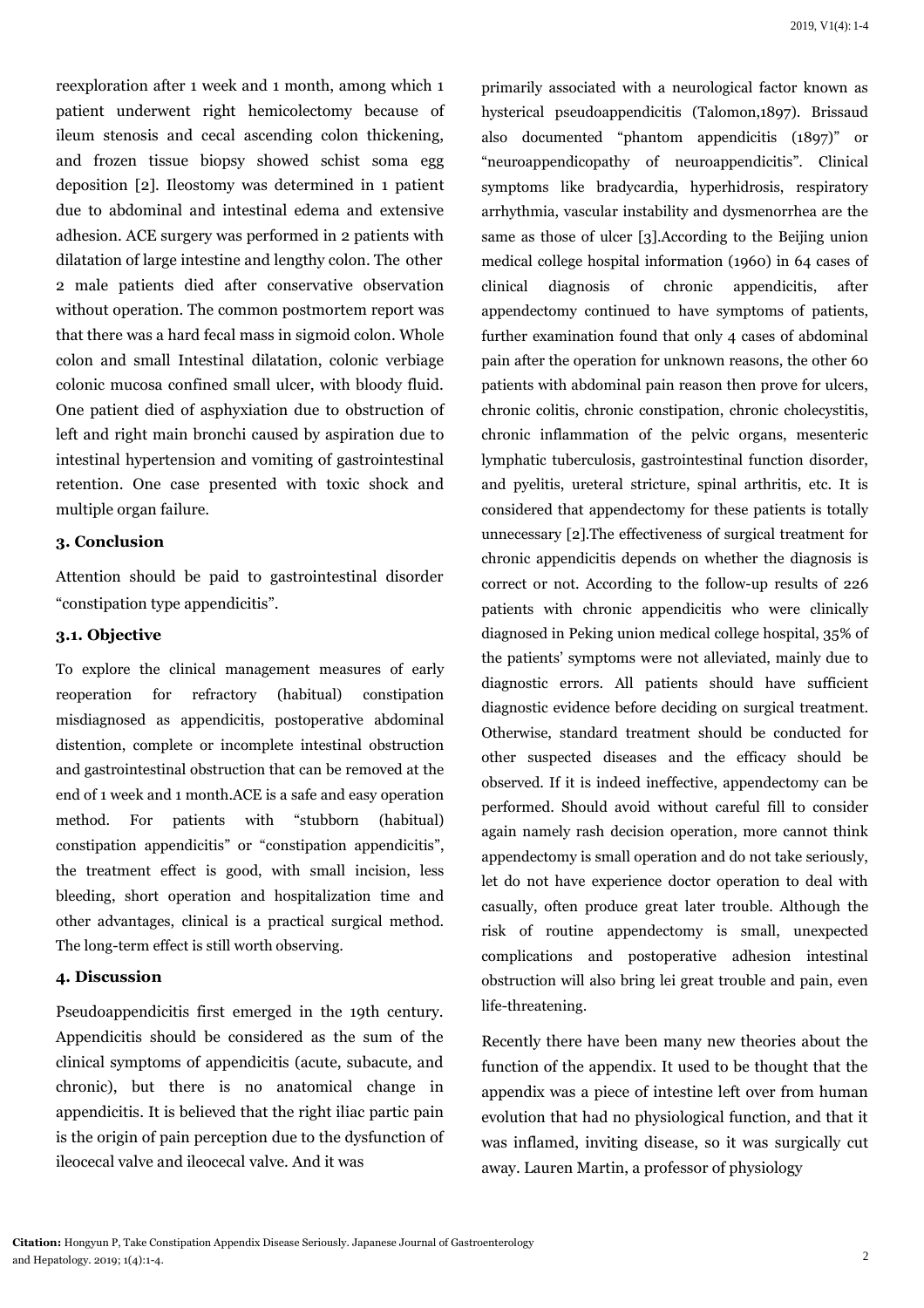reexploration after 1 week and 1 month, among which 1 patient underwent right hemicolectomy because of ileum stenosis and cecal ascending colon thickening, and frozen tissue biopsy showed schist soma egg deposition [2]. Ileostomy was determined in 1 patient due to abdominal and intestinal edema and extensive adhesion. ACE surgery was performed in 2 patients with dilatation of large intestine and lengthy colon. The other 2 male patients died after conservative observation without operation. The common postmortem report was that there was a hard fecal mass in sigmoid colon. Whole colon and small Intestinal dilatation, colonic verbiage colonic mucosa confined small ulcer, with bloody fluid. One patient died of asphyxiation due to obstruction of left and right main bronchi caused by aspiration due to intestinal hypertension and vomiting of gastrointestinal retention. One case presented with toxic shock and multiple organ failure.

### 3. Conclusion

Attention should be paid to gastrointestinal disorder "constipation type appendicitis".

### 3.1. Objective

To explore the clinical management measures of early reoperation for refractory (habitual) constipation misdiagnosed as appendicitis, postoperative abdominal distention, complete or incomplete intestinal obstruction and gastrointestinal obstruction that can be removed at the end of 1 week and 1 month.ACE is a safe and easy operation method. For patients with "stubborn (habitual) constipation appendicitis" or "constipation appendicitis", the treatment effect is good, with small incision, less bleeding, short operation and hospitalization time and other advantages, clinical is a practical surgical method. The long-term effect is still worth observing.

### 4. Discussion

Pseudoappendicitis first emerged in the 19th century. Appendicitis should be considered as the sum of the clinical symptoms of appendicitis (acute, subacute, and chronic), but there is no anatomical change in appendicitis. It is believed that the right iliac partic pain is the origin of pain perception due to the dysfunction of ileocecal valve and ileocecal valve. And it was primarily associated with a neurological factor known as hysterical pseudoappendicitis (Talomon,1897). Brissaud also documented "phantom appendicitis (1897)" or "neuroappendicopathy of neuroappendicitis". Clinical symptoms like bradycardia, hyperhidrosis, respiratory arrhythmia, vascular instability and dysmenorrhea are the same as those of ulcer [3].According to the Beijing union medical college hospital information (1960) in 64 cases of clinical diagnosis of chronic appendicitis, after appendectomy continued to have symptoms of patients, further examination found that only 4 cases of abdominal pain after the operation for unknown reasons, the other 60 patients with abdominal pain reason then prove for ulcers, chronic colitis, chronic constipation, chronic cholecystitis, chronic inflammation of the pelvic organs, mesenteric lymphatic tuberculosis, gastrointestinal function disorder, and pyelitis, ureteral stricture, spinal arthritis, etc. It is considered that appendectomy for these patients is totally unnecessary [2].The effectiveness of surgical treatment for chronic appendicitis depends on whether the diagnosis is correct or not. According to the follow-up results of 226 patients with chronic appendicitis who were clinically diagnosed in Peking union medical college hospital, 35% of the patients' symptoms were not alleviated, mainly due to diagnostic errors. All patients should have sufficient diagnostic evidence before deciding on surgical treatment. Otherwise, standard treatment should be conducted for other suspected diseases and the efficacy should be observed. If it is indeed ineffective, appendectomy can be performed. Should avoid without careful fill to consider again namely rash decision operation, more cannot think appendectomy is small operation and do not take seriously, let do not have experience doctor operation to deal with casually, often produce great later trouble. Although the risk of routine appendectomy is small, unexpected complications and postoperative adhesion intestinal obstruction will also bring lei great trouble and pain, even life-threatening.

Recently there have been many new theories about the function of the appendix. It used to be thought that the appendix was a piece of intestine left over from human evolution that had no physiological function, and that it was inflamed, inviting disease, so it was surgically cut away. Lauren Martin, a professor of physiology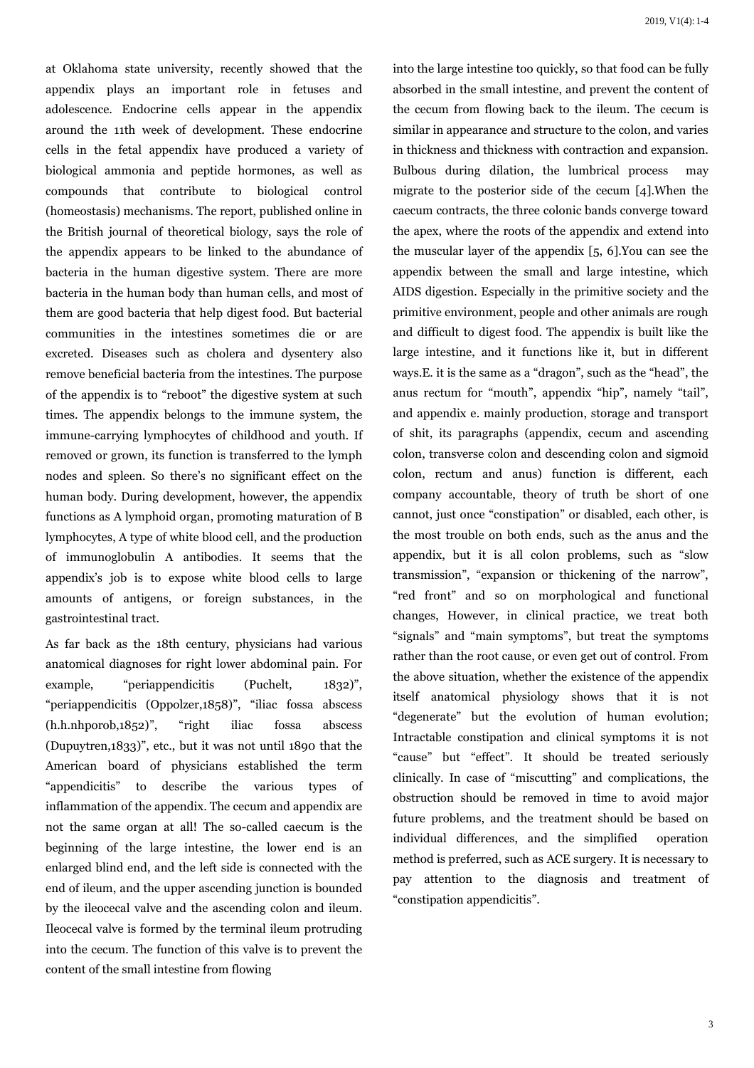at Oklahoma state university, recently showed that the appendix plays an important role in fetuses and adolescence. Endocrine cells appear in the appendix around the 11th week of development. These endocrine cells in the fetal appendix have produced a variety of biological ammonia and peptide hormones, as well as compounds that contribute to biological control (homeostasis) mechanisms. The report, published online in the British journal of theoretical biology, says the role of the appendix appears to be linked to the abundance of bacteria in the human digestive system. There are more bacteria in the human body than human cells, and most of them are good bacteria that help digest food. But bacterial communities in the intestines sometimes die or are excreted. Diseases such as cholera and dysentery also remove beneficial bacteria from the intestines. The purpose of the appendix is to "reboot" the digestive system at such times. The appendix belongs to the immune system, the immune-carrying lymphocytes of childhood and youth. If removed or grown, its function is transferred to the lymph nodes and spleen. So there's no significant effect on the human body. During development, however, the appendix functions as A lymphoid organ, promoting maturation of B lymphocytes, A type of white blood cell, and the production of immunoglobulin A antibodies. It seems that the appendix's job is to expose white blood cells to large amounts of antigens, or foreign substances, in the gastrointestinal tract.

As far back as the 18th century, physicians had various anatomical diagnoses for right lower abdominal pain. For example, "periappendicitis (Puchelt, 1832)", "periappendicitis (Oppolzer,1858)", "iliac fossa abscess (h.h.nhporob,1852)", "right iliac fossa abscess (Dupuytren,1833)", etc., but it was not until 1890 that the American board of physicians established the term "appendicitis" to describe the various types of inflammation of the appendix. The cecum and appendix are not the same organ at all! The so-called caecum is the beginning of the large intestine, the lower end is an enlarged blind end, and the left side is connected with the end of ileum, and the upper ascending junction is bounded by the ileocecal valve and the ascending colon and ileum. Ileocecal valve is formed by the terminal ileum protruding into the cecum. The function of this valve is to prevent the content of the small intestine from flowing into the large intestine too quickly, so that food can be fully absorbed in the small intestine, and prevent the content of the cecum from flowing back to the ileum. The cecum is similar in appearance and structure to the colon, and varies in thickness and thickness with contraction and expansion. Bulbous during dilation, the lumbrical process may migrate to the posterior side of the cecum [4].When the caecum contracts, the three colonic bands converge toward the apex, where the roots of the appendix and extend into the muscular layer of the appendix [5, 6].You can see the appendix between the small and large intestine, which AIDS digestion. Especially in the primitive society and the primitive environment, people and other animals are rough and difficult to digest food. The appendix is built like the large intestine, and it functions like it, but in different ways.E. it is the same as a "dragon", such as the "head", the anus rectum for "mouth", appendix "hip", namely "tail", and appendix e. mainly production, storage and transport of shit, its paragraphs (appendix, cecum and ascending colon, transverse colon and descending colon and sigmoid colon, rectum and anus) function is different, each company accountable, theory of truth be short of one cannot, just once "constipation" or disabled, each other, is the most trouble on both ends, such as the anus and the appendix, but it is all colon problems, such as "slow transmission", "expansion or thickening of the narrow", "red front" and so on morphological and functional changes, However, in clinical practice, we treat both "signals" and "main symptoms", but treat the symptoms rather than the root cause, or even get out of control. From the above situation, whether the existence of the appendix itself anatomical physiology shows that it is not "degenerate" but the evolution of human evolution; Intractable constipation and clinical symptoms it is not "cause" but "effect". It should be treated seriously clinically. In case of "miscutting" and complications, the obstruction should be removed in time to avoid major future problems, and the treatment should be based on individual differences, and the simplified operation method is preferred, such as ACE surgery. It is necessary to pay attention to the diagnosis and treatment of "constipation appendicitis".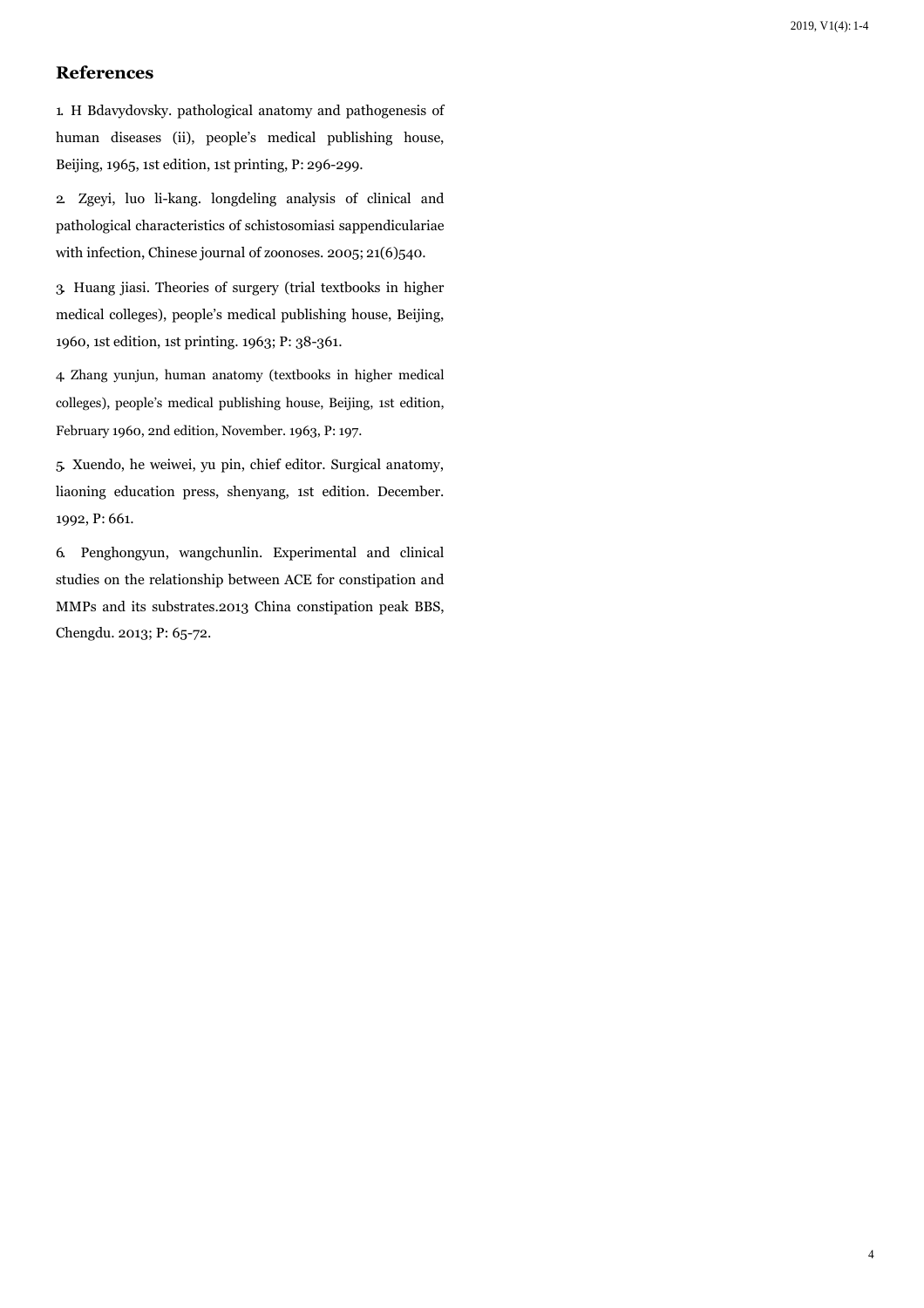## References

1. H Bdavydovsky. pathological anatomy and pathogenesis of human diseases (ii), people's medical publishing house, Beijing, 1965, 1st edition, 1st printing, P: 296-299.

2. Zgeyi, luo li-kang. longdeling analysis of clinical and pathological characteristics of schistosomiasi sappendiculariae with infection, Chinese journal of zoonoses. 2005; 21(6)540.

3. Huang jiasi. Theories of surgery (trial textbooks in higher medical colleges), people's medical publishing house, Beijing, 1960, 1st edition, 1st printing. 1963; P: 38-361.

4. Zhang yunjun, human anatomy (textbooks in higher medical colleges), people's medical publishing house, Beijing, 1st edition, February 1960, 2nd edition, November. 1963, P: 197.

5. Xuendo, he weiwei, yu pin, chief editor. Surgical anatomy, liaoning education press, shenyang, 1st edition. December. 1992, P: 661.

6. Penghongyun, wangchunlin. Experimental and clinical studies on the relationship between ACE for constipation and MMPs and its substrates.2013 China constipation peak BBS, Chengdu. 2013; P: 65-72.